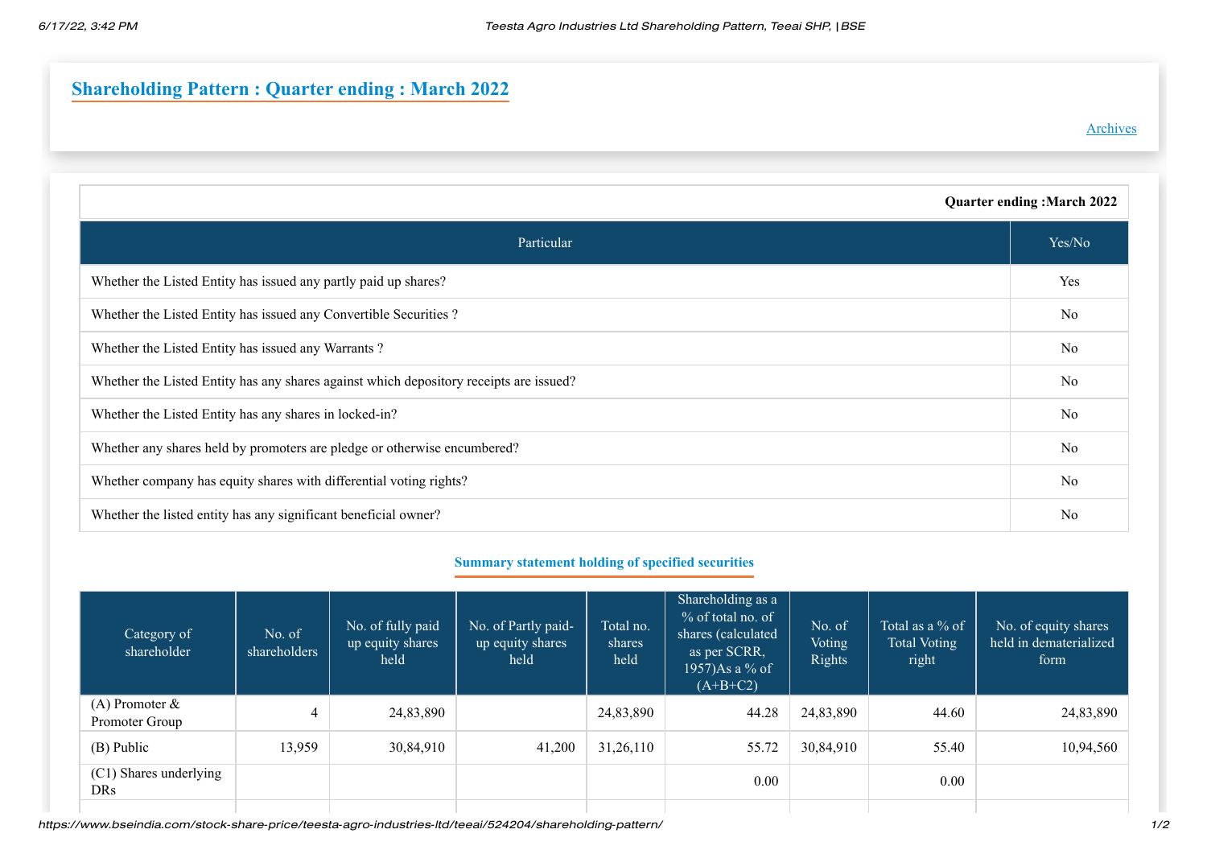## Shareholding Pattern : Quarter ending : March 2022

Archives

| Quarter ending :March 2022 | |
|---|---|
| **Particular** | **Yes/No** |
| Whether the Listed Entity has issued any partly paid up shares? | Yes |
| Whether the Listed Entity has issued any Convertible Securities ? | No |
| Whether the Listed Entity has issued any Warrants ? | No |
| Whether the Listed Entity has any shares against which depository receipts are issued? | No |
| Whether the Listed Entity has any shares in locked-in? | No |
| Whether any shares held by promoters are pledge or otherwise encumbered? | No |
| Whether company has equity shares with differential voting rights? | No |
| Whether the listed entity has any significant beneficial owner? | No |

### Summary statement holding of specified securities

| Category of shareholder | No. of shareholders | No. of fully paid up equity shares held | No. of Partly paid-up equity shares held | Total no. shares held | Shareholding as a % of total no. of shares (calculated as per SCRR, 1957)As a % of (A+B+C2) | No. of Voting Rights | Total as a % of Total Voting right | No. of equity shares held in dematerialized form |
|---|---|---|---|---|---|---|---|---|
| (A) Promoter & Promoter Group | 4 | 24,83,890 | | 24,83,890 | 44.28 | 24,83,890 | 44.60 | 24,83,890 |
| (B) Public | 13,959 | 30,84,910 | 41,200 | 31,26,110 | 55.72 | 30,84,910 | 55.40 | 10,94,560 |
| (C1) Shares underlying DRs | | | | | 0.00 | | 0.00 | |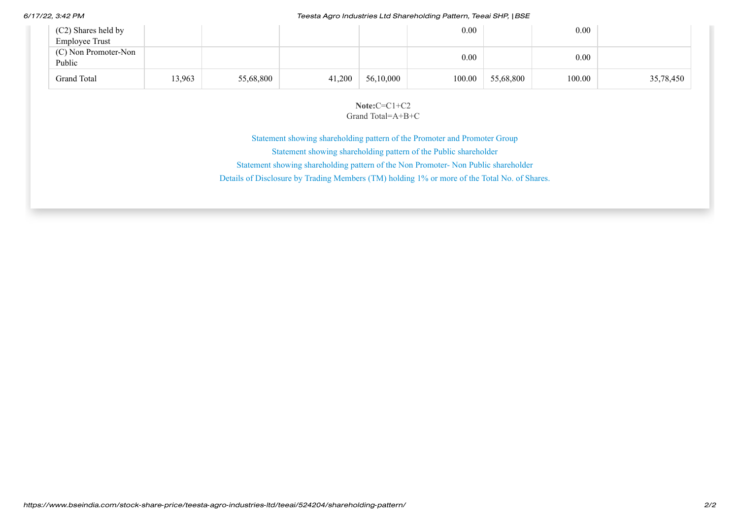| | | | | | | | | |
|---|---|---|---|---|---|---|---|---|
| (C2) Shares held by Employee Trust | | | | | 0.00 | | 0.00 | |
| (C) Non Promoter-Non Public | | | | | 0.00 | | 0.00 | |
| Grand Total | 13,963 | 55,68,800 | 41,200 | 56,10,000 | 100.00 | 55,68,800 | 100.00 | 35,78,450 |

**Note:**C=C1+C2
Grand Total=A+B+C

Statement showing shareholding pattern of the Promoter and Promoter Group

Statement showing shareholding pattern of the Public shareholder

Statement showing shareholding pattern of the Non Promoter- Non Public shareholder

Details of Disclosure by Trading Members (TM) holding 1% or more of the Total No. of Shares.